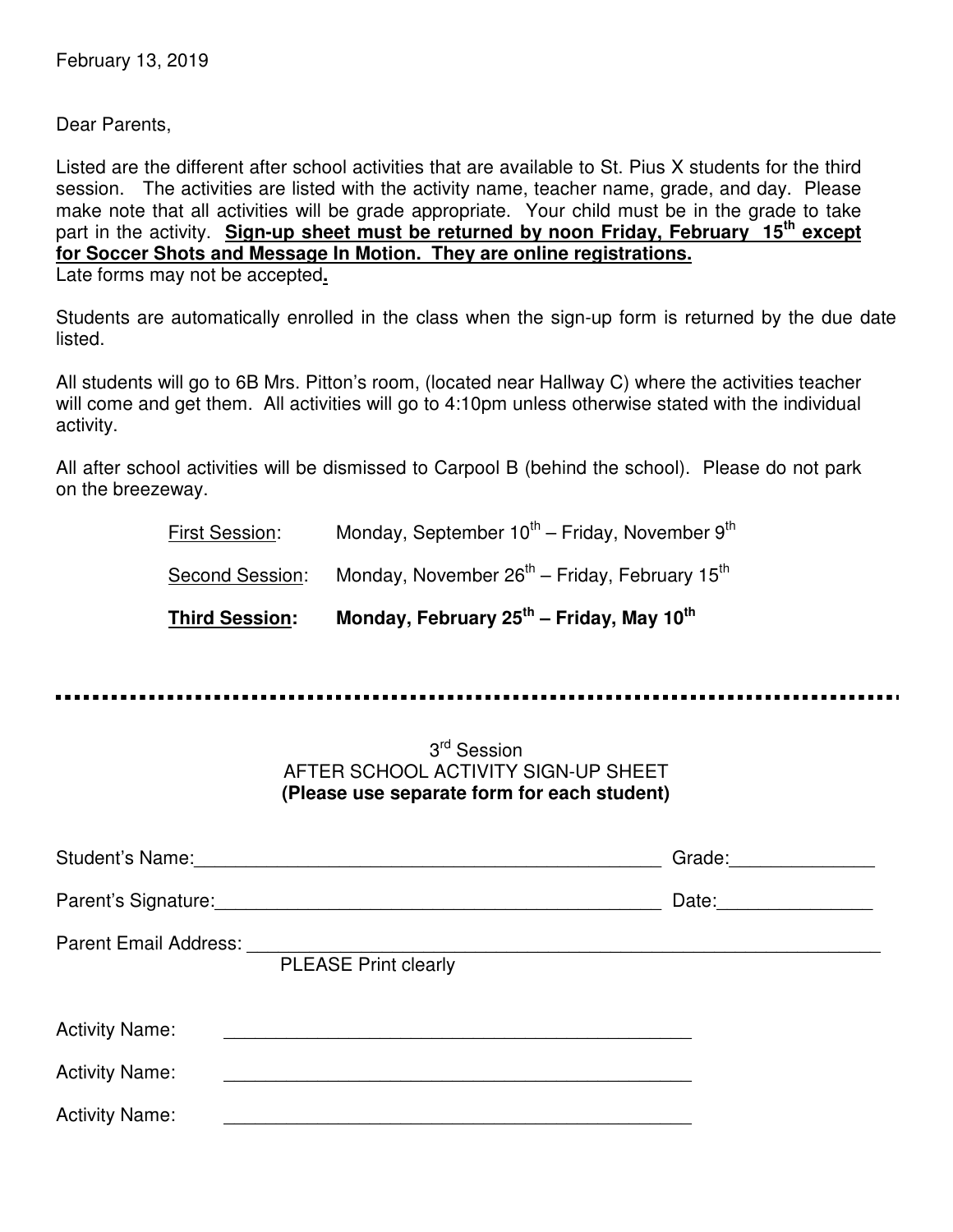February 13, 2019

Dear Parents,

Listed are the different after school activities that are available to St. Pius X students for the third session. The activities are listed with the activity name, teacher name, grade, and day. Please make note that all activities will be grade appropriate. Your child must be in the grade to take part in the activity. **Sign-up sheet must be returned by noon Friday, February 15th except for Soccer Shots and Message In Motion. They are online registrations.**
Late forms may not be accepted.

Students are automatically enrolled in the class when the sign-up form is returned by the due date listed.

All students will go to 6B Mrs. Pitton's room, (located near Hallway C) where the activities teacher will come and get them. All activities will go to 4:10pm unless otherwise stated with the individual activity.

All after school activities will be dismissed to Carpool B (behind the school). Please do not park on the breezeway.

First Session: Monday, September 10th – Friday, November 9th

Second Session: Monday, November 26th – Friday, February 15th

**Third Session: Monday, February 25th – Friday, May 10th**

---

3rd Session
AFTER SCHOOL ACTIVITY SIGN-UP SHEET
**(Please use separate form for each student)**

Student's Name:______________________________________________ Grade:_____________

Parent's Signature:____________________________________________ Date:______________

Parent Email Address: ____________________________________________________________
PLEASE Print clearly

Activity Name: ______________________________________________

Activity Name: ______________________________________________

Activity Name: ______________________________________________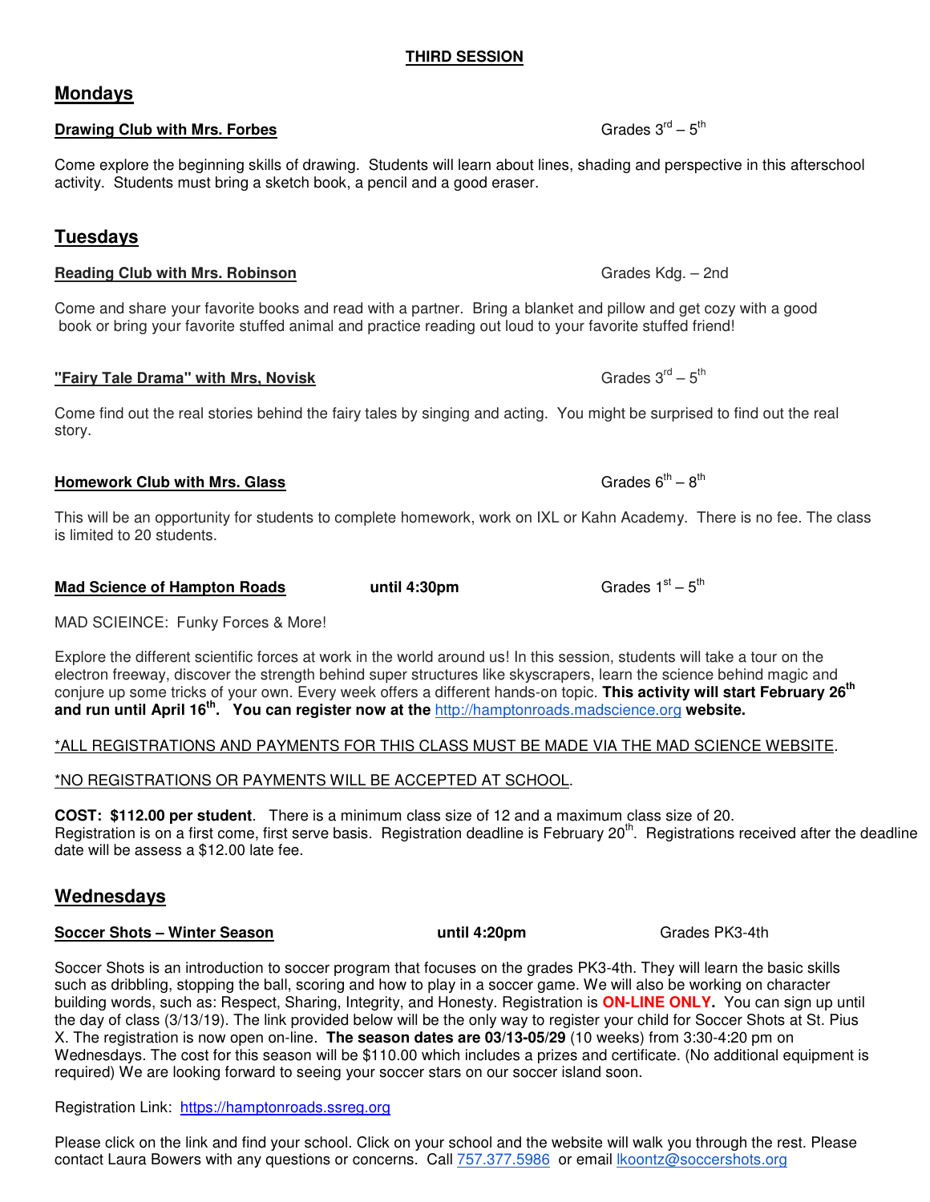**THIRD SESSION**

## Mondays

**Drawing Club with Mrs. Forbes** Grades 3rd – 5th

Come explore the beginning skills of drawing. Students will learn about lines, shading and perspective in this afterschool activity. Students must bring a sketch book, a pencil and a good eraser.

## Tuesdays

**Reading Club with Mrs. Robinson** Grades Kdg. – 2nd

Come and share your favorite books and read with a partner. Bring a blanket and pillow and get cozy with a good book or bring your favorite stuffed animal and practice reading out loud to your favorite stuffed friend!

**"Fairy Tale Drama" with Mrs, Novisk** Grades 3rd – 5th

Come find out the real stories behind the fairy tales by singing and acting. You might be surprised to find out the real story.

**Homework Club with Mrs. Glass** Grades 6th – 8th

This will be an opportunity for students to complete homework, work on IXL or Kahn Academy. There is no fee. The class is limited to 20 students.

**Mad Science of Hampton Roads** **until 4:30pm** Grades 1st – 5th

MAD SCIEINCE: Funky Forces & More!

Explore the different scientific forces at work in the world around us! In this session, students will take a tour on the electron freeway, discover the strength behind super structures like skyscrapers, learn the science behind magic and conjure up some tricks of your own. Every week offers a different hands-on topic. **This activity will start February 26th and run until April 16th. You can register now at the** http://hamptonroads.madscience.org **website.**

*ALL REGISTRATIONS AND PAYMENTS FOR THIS CLASS MUST BE MADE VIA THE MAD SCIENCE WEBSITE.

*NO REGISTRATIONS OR PAYMENTS WILL BE ACCEPTED AT SCHOOL.

**COST: $112.00 per student**. There is a minimum class size of 12 and a maximum class size of 20. Registration is on a first come, first serve basis. Registration deadline is February 20th. Registrations received after the deadline date will be assess a $12.00 late fee.

## Wednesdays

**Soccer Shots – Winter Season** **until 4:20pm** Grades PK3-4th

Soccer Shots is an introduction to soccer program that focuses on the grades PK3-4th. They will learn the basic skills such as dribbling, stopping the ball, scoring and how to play in a soccer game. We will also be working on character building words, such as: Respect, Sharing, Integrity, and Honesty. Registration is **ON-LINE ONLY.** You can sign up until the day of class (3/13/19). The link provided below will be the only way to register your child for Soccer Shots at St. Pius X. The registration is now open on-line. **The season dates are 03/13-05/29** (10 weeks) from 3:30-4:20 pm on Wednesdays. The cost for this season will be $110.00 which includes a prizes and certificate. (No additional equipment is required) We are looking forward to seeing your soccer stars on our soccer island soon.

Registration Link: https://hamptonroads.ssreg.org

Please click on the link and find your school. Click on your school and the website will walk you through the rest. Please contact Laura Bowers with any questions or concerns. Call 757.377.5986 or email lkoontz@soccershots.org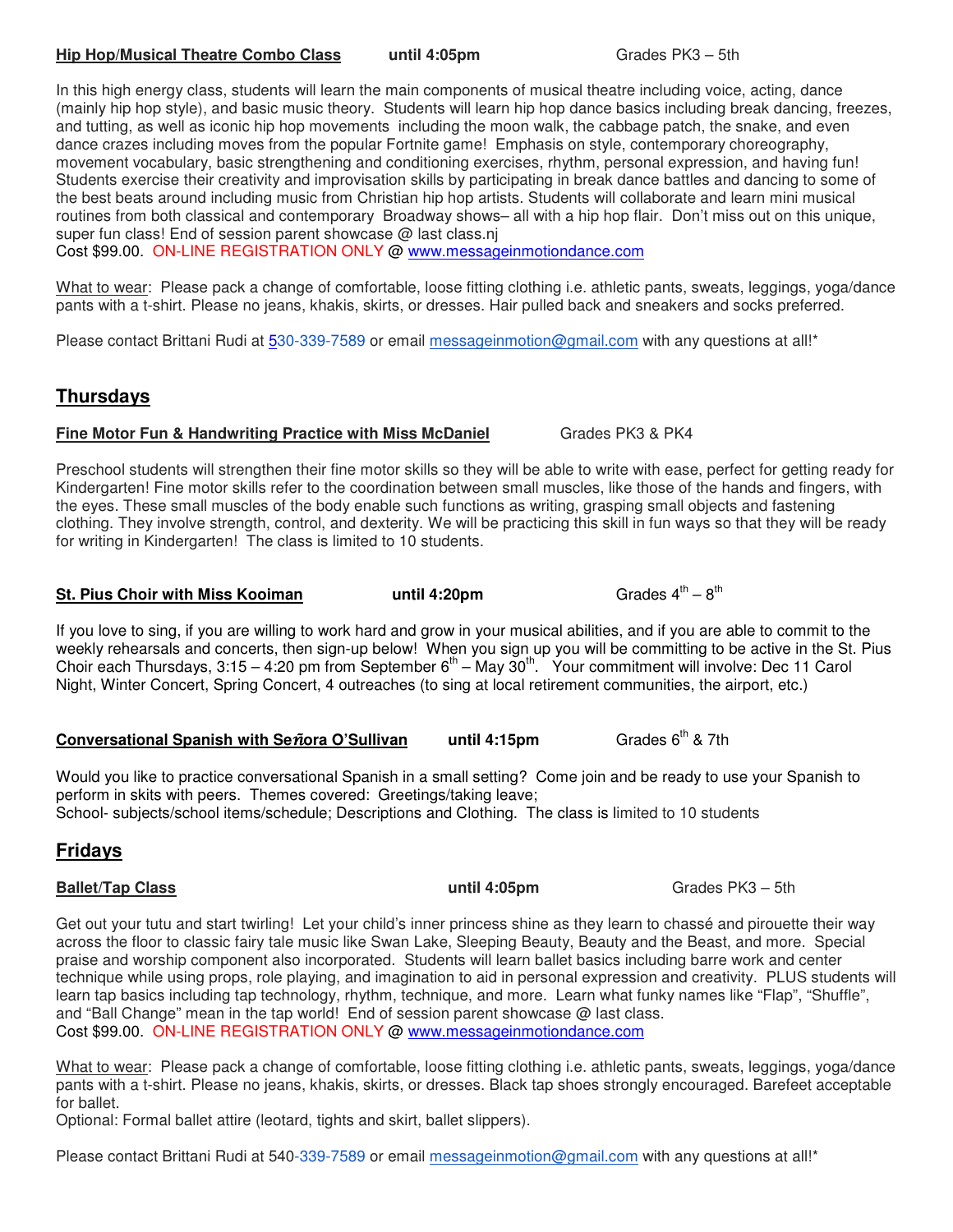**Hip Hop/Musical Theatre Combo Class** **until 4:05pm** Grades PK3 – 5th

In this high energy class, students will learn the main components of musical theatre including voice, acting, dance (mainly hip hop style), and basic music theory. Students will learn hip hop dance basics including break dancing, freezes, and tutting, as well as iconic hip hop movements including the moon walk, the cabbage patch, the snake, and even dance crazes including moves from the popular Fortnite game! Emphasis on style, contemporary choreography, movement vocabulary, basic strengthening and conditioning exercises, rhythm, personal expression, and having fun! Students exercise their creativity and improvisation skills by participating in break dance battles and dancing to some of the best beats around including music from Christian hip hop artists. Students will collaborate and learn mini musical routines from both classical and contemporary Broadway shows– all with a hip hop flair. Don't miss out on this unique, super fun class! End of session parent showcase @ last class.nj
Cost $99.00. ON-LINE REGISTRATION ONLY @ www.messageinmotiondance.com

What to wear: Please pack a change of comfortable, loose fitting clothing i.e. athletic pants, sweats, leggings, yoga/dance pants with a t-shirt. Please no jeans, khakis, skirts, or dresses. Hair pulled back and sneakers and socks preferred.

Please contact Brittani Rudi at 530-339-7589 or email messageinmotion@gmail.com with any questions at all!*

## Thursdays

**Fine Motor Fun & Handwriting Practice with Miss McDaniel** Grades PK3 & PK4

Preschool students will strengthen their fine motor skills so they will be able to write with ease, perfect for getting ready for Kindergarten! Fine motor skills refer to the coordination between small muscles, like those of the hands and fingers, with the eyes. These small muscles of the body enable such functions as writing, grasping small objects and fastening clothing. They involve strength, control, and dexterity. We will be practicing this skill in fun ways so that they will be ready for writing in Kindergarten! The class is limited to 10 students.

**St. Pius Choir with Miss Kooiman** **until 4:20pm** Grades 4th – 8th

If you love to sing, if you are willing to work hard and grow in your musical abilities, and if you are able to commit to the weekly rehearsals and concerts, then sign-up below! When you sign up you will be committing to be active in the St. Pius Choir each Thursdays, 3:15 – 4:20 pm from September 6th – May 30th. Your commitment will involve: Dec 11 Carol Night, Winter Concert, Spring Concert, 4 outreaches (to sing at local retirement communities, the airport, etc.)

**Conversational Spanish with Señora O'Sullivan** **until 4:15pm** Grades 6th & 7th

Would you like to practice conversational Spanish in a small setting? Come join and be ready to use your Spanish to perform in skits with peers. Themes covered: Greetings/taking leave;
School- subjects/school items/schedule; Descriptions and Clothing. The class is limited to 10 students

## Fridays

**Ballet/Tap Class** **until 4:05pm** Grades PK3 – 5th

Get out your tutu and start twirling! Let your child's inner princess shine as they learn to chassé and pirouette their way across the floor to classic fairy tale music like Swan Lake, Sleeping Beauty, Beauty and the Beast, and more. Special praise and worship component also incorporated. Students will learn ballet basics including barre work and center technique while using props, role playing, and imagination to aid in personal expression and creativity. PLUS students will learn tap basics including tap technology, rhythm, technique, and more. Learn what funky names like "Flap", "Shuffle", and "Ball Change" mean in the tap world! End of session parent showcase @ last class.
Cost $99.00. ON-LINE REGISTRATION ONLY @ www.messageinmotiondance.com

What to wear: Please pack a change of comfortable, loose fitting clothing i.e. athletic pants, sweats, leggings, yoga/dance pants with a t-shirt. Please no jeans, khakis, skirts, or dresses. Black tap shoes strongly encouraged. Barefeet acceptable for ballet.
Optional: Formal ballet attire (leotard, tights and skirt, ballet slippers).

Please contact Brittani Rudi at 540-339-7589 or email messageinmotion@gmail.com with any questions at all!*